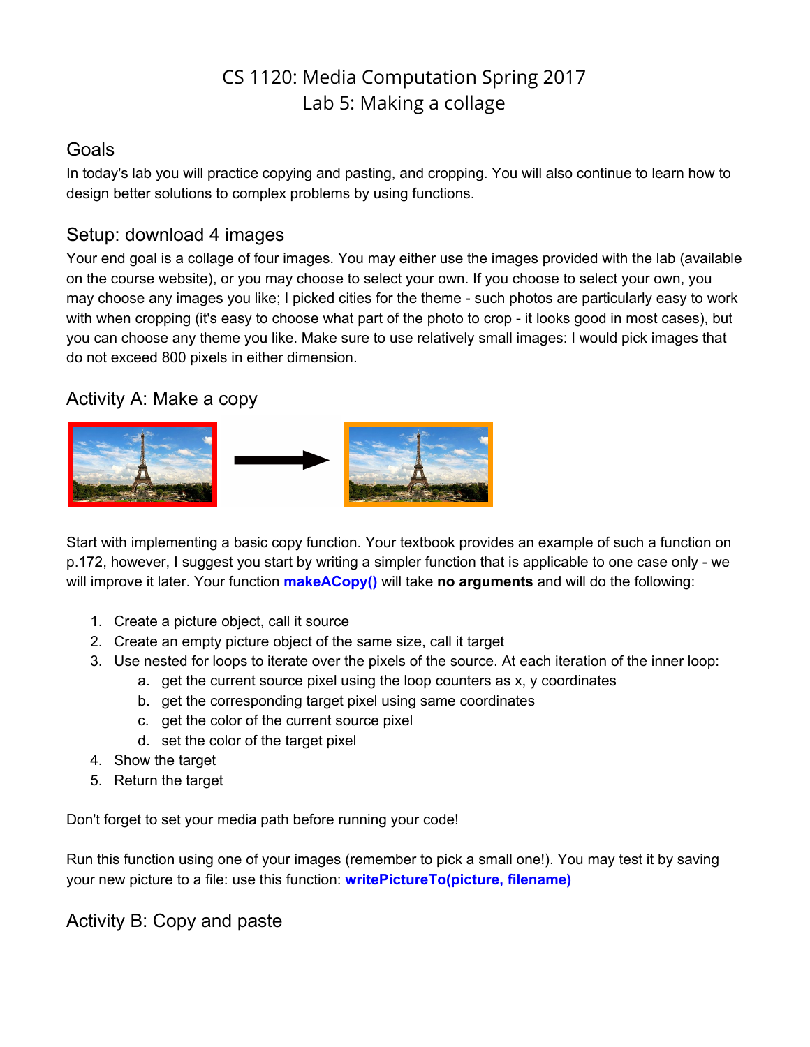# CS 1120: Media Computation Spring 2017
# Lab 5: Making a collage

## Goals

In today's lab you will practice copying and pasting, and cropping. You will also continue to learn how to design better solutions to complex problems by using functions.

## Setup: download 4 images

Your end goal is a collage of four images. You may either use the images provided with the lab (available on the course website), or you may choose to select your own. If you choose to select your own, you may choose any images you like; I picked cities for the theme - such photos are particularly easy to work with when cropping (it's easy to choose what part of the photo to crop - it looks good in most cases), but you can choose any theme you like. Make sure to use relatively small images: I would pick images that do not exceed 800 pixels in either dimension.

## Activity A: Make a copy

Start with implementing a basic copy function. Your textbook provides an example of such a function on p.172, however, I suggest you start by writing a simpler function that is applicable to one case only - we will improve it later. Your function **makeACopy()** will take **no arguments** and will do the following:

1. Create a picture object, call it source
2. Create an empty picture object of the same size, call it target
3. Use nested for loops to iterate over the pixels of the source. At each iteration of the inner loop:
    a. get the current source pixel using the loop counters as x, y coordinates
    b. get the corresponding target pixel using same coordinates
    c. get the color of the current source pixel
    d. set the color of the target pixel
4. Show the target
5. Return the target

Don't forget to set your media path before running your code!

Run this function using one of your images (remember to pick a small one!). You may test it by saving your new picture to a file: use this function: **writePictureTo(picture, filename)**

## Activity B: Copy and paste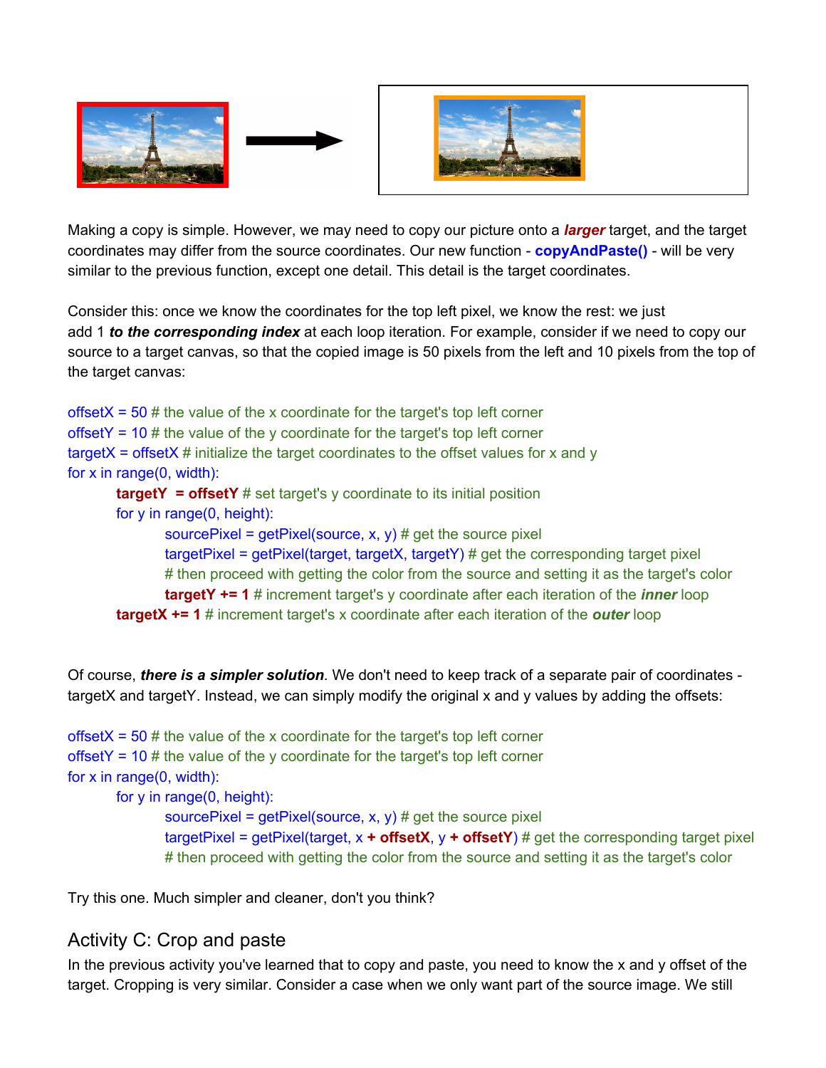Making a copy is simple. However, we may need to copy our picture onto a ***larger*** target, and the target coordinates may differ from the source coordinates. Our new function - **copyAndPaste()** - will be very similar to the previous function, except one detail. This detail is the target coordinates.

Consider this: once we know the coordinates for the top left pixel, we know the rest: we just add 1 ***to the corresponding index*** at each loop iteration. For example, consider if we need to copy our source to a target canvas, so that the copied image is 50 pixels from the left and 10 pixels from the top of the target canvas:

```
offsetX = 50 # the value of the x coordinate for the target's top left corner
offsetY = 10 # the value of the y coordinate for the target's top left corner
targetX = offsetX # initialize the target coordinates to the offset values for x and y
for x in range(0, width):
    targetY  = offsetY # set target's y coordinate to its initial position
    for y in range(0, height):
        sourcePixel = getPixel(source, x, y) # get the source pixel
        targetPixel = getPixel(target, targetX, targetY) # get the corresponding target pixel
        # then proceed with getting the color from the source and setting it as the target's color
        targetY += 1 # increment target's y coordinate after each iteration of the inner loop
    targetX += 1 # increment target's x coordinate after each iteration of the outer loop
```

Of course, ***there is a simpler solution***. We don't need to keep track of a separate pair of coordinates - targetX and targetY. Instead, we can simply modify the original x and y values by adding the offsets:

```
offsetX = 50 # the value of the x coordinate for the target's top left corner
offsetY = 10 # the value of the y coordinate for the target's top left corner
for x in range(0, width):
    for y in range(0, height):
        sourcePixel = getPixel(source, x, y) # get the source pixel
        targetPixel = getPixel(target, x + offsetX, y + offsetY) # get the corresponding target pixel
        # then proceed with getting the color from the source and setting it as the target's color
```

Try this one. Much simpler and cleaner, don't you think?

## Activity C: Crop and paste

In the previous activity you've learned that to copy and paste, you need to know the x and y offset of the target. Cropping is very similar. Consider a case when we only want part of the source image. We still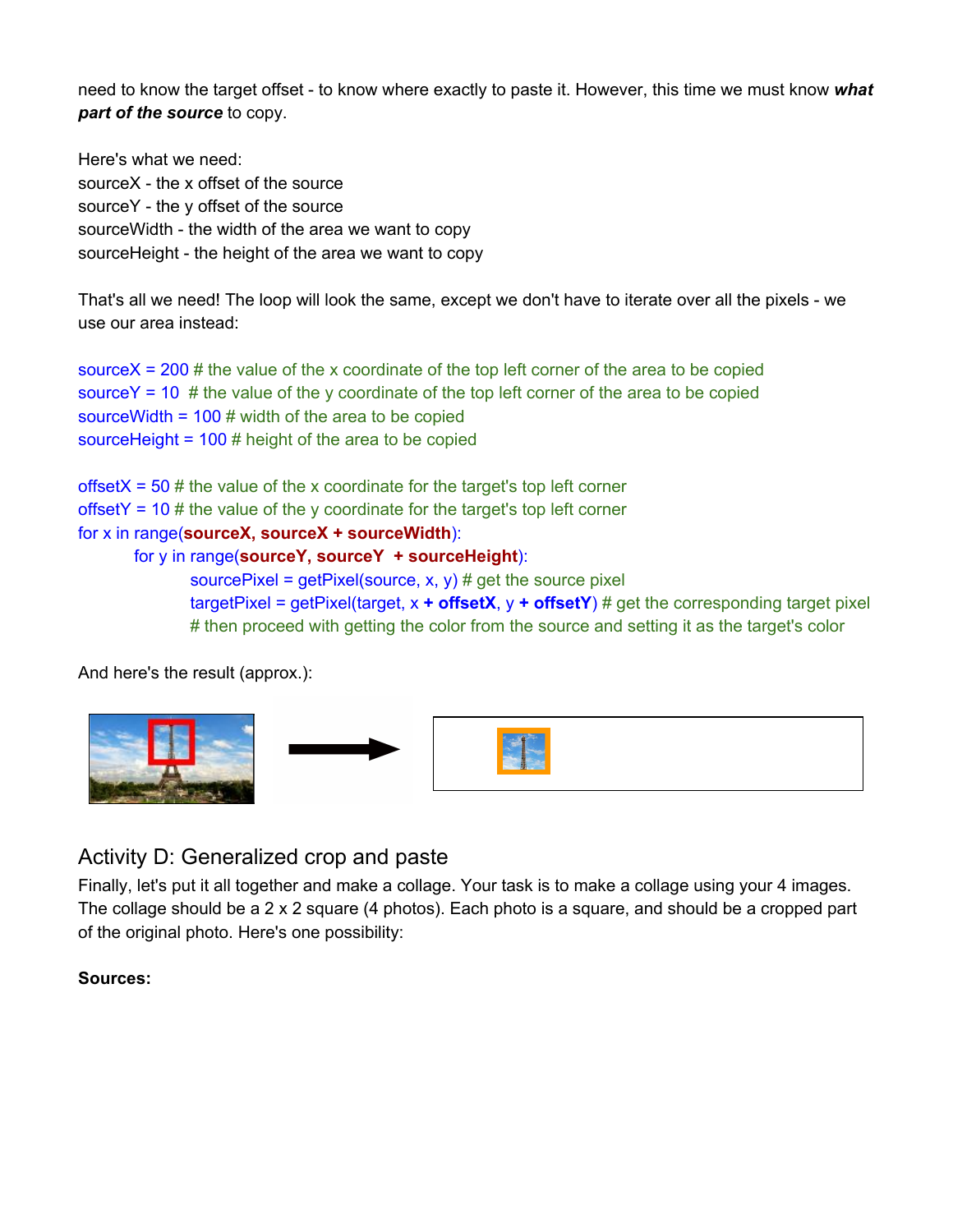need to know the target offset - to know where exactly to paste it. However, this time we must know ***what part of the source*** to copy.

Here's what we need:
sourceX - the x offset of the source
sourceY - the y offset of the source
sourceWidth - the width of the area we want to copy
sourceHeight - the height of the area we want to copy

That's all we need! The loop will look the same, except we don't have to iterate over all the pixels - we use our area instead:

```
sourceX = 200 # the value of the x coordinate of the top left corner of the area to be copied
sourceY = 10  # the value of the y coordinate of the top left corner of the area to be copied
sourceWidth = 100 # width of the area to be copied
sourceHeight = 100 # height of the area to be copied

offsetX = 50 # the value of the x coordinate for the target's top left corner
offsetY = 10 # the value of the y coordinate for the target's top left corner
for x in range(sourceX, sourceX + sourceWidth):
    for y in range(sourceY, sourceY  + sourceHeight):
        sourcePixel = getPixel(source, x, y) # get the source pixel
        targetPixel = getPixel(target, x + offsetX, y + offsetY) # get the corresponding target pixel
        # then proceed with getting the color from the source and setting it as the target's color
```

And here's the result (approx.):

## Activity D: Generalized crop and paste

Finally, let's put it all together and make a collage. Your task is to make a collage using your 4 images. The collage should be a 2 x 2 square (4 photos). Each photo is a square, and should be a cropped part of the original photo. Here's one possibility:

**Sources:**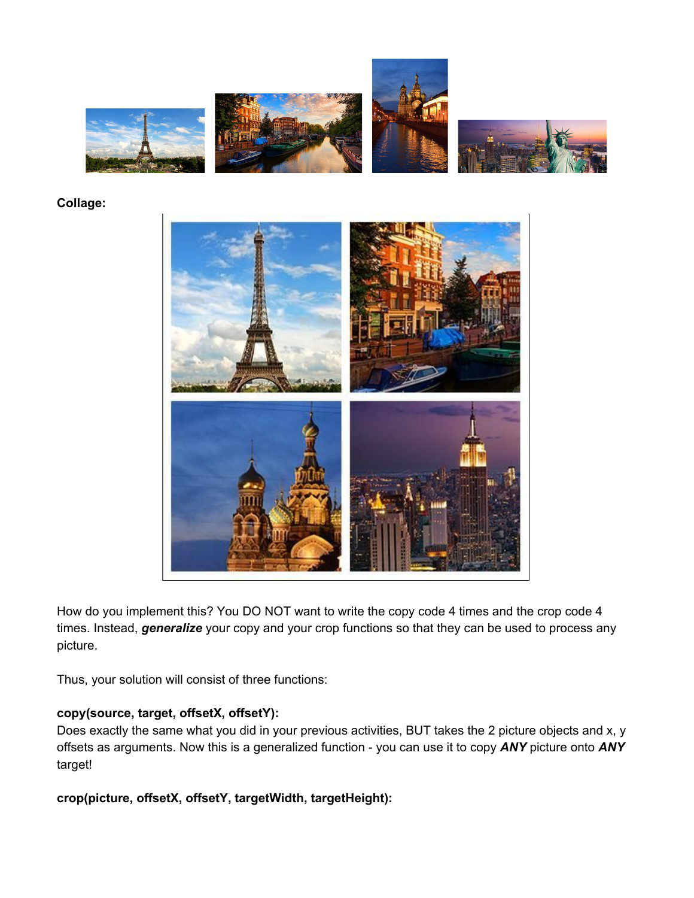**Collage:**

How do you implement this? You DO NOT want to write the copy code 4 times and the crop code 4 times. Instead, ***generalize*** your copy and your crop functions so that they can be used to process any picture.

Thus, your solution will consist of three functions:

**copy(source, target, offsetX, offsetY):**

Does exactly the same what you did in your previous activities, BUT takes the 2 picture objects and x, y offsets as arguments. Now this is a generalized function - you can use it to copy ***ANY*** picture onto ***ANY*** target!

**crop(picture, offsetX, offsetY, targetWidth, targetHeight):**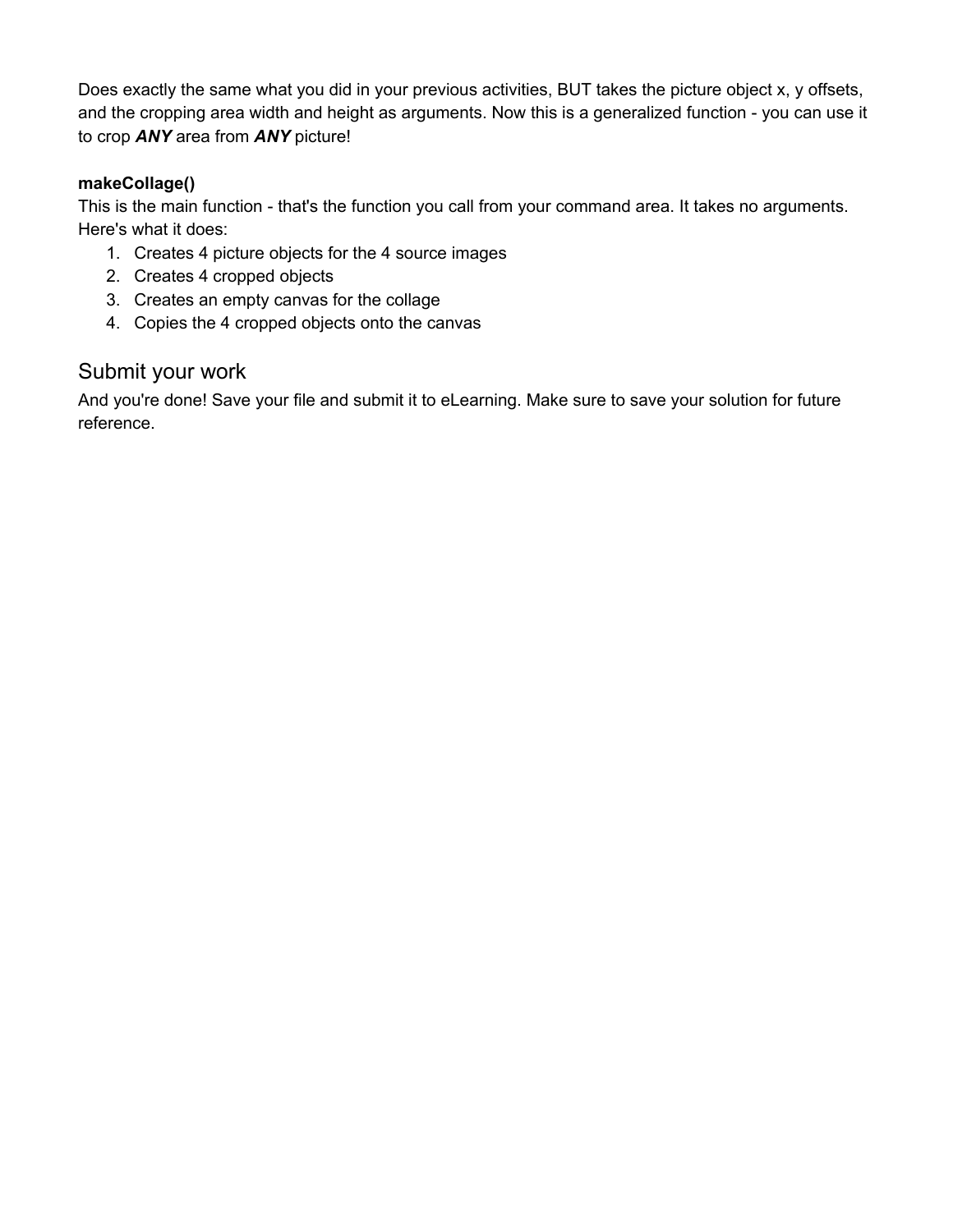Does exactly the same what you did in your previous activities, BUT takes the picture object x, y offsets, and the cropping area width and height as arguments. Now this is a generalized function - you can use it to crop ***ANY*** area from ***ANY*** picture!

**makeCollage()**
This is the main function - that's the function you call from your command area. It takes no arguments. Here's what it does:

1. Creates 4 picture objects for the 4 source images
2. Creates 4 cropped objects
3. Creates an empty canvas for the collage
4. Copies the 4 cropped objects onto the canvas

## Submit your work

And you're done! Save your file and submit it to eLearning. Make sure to save your solution for future reference.